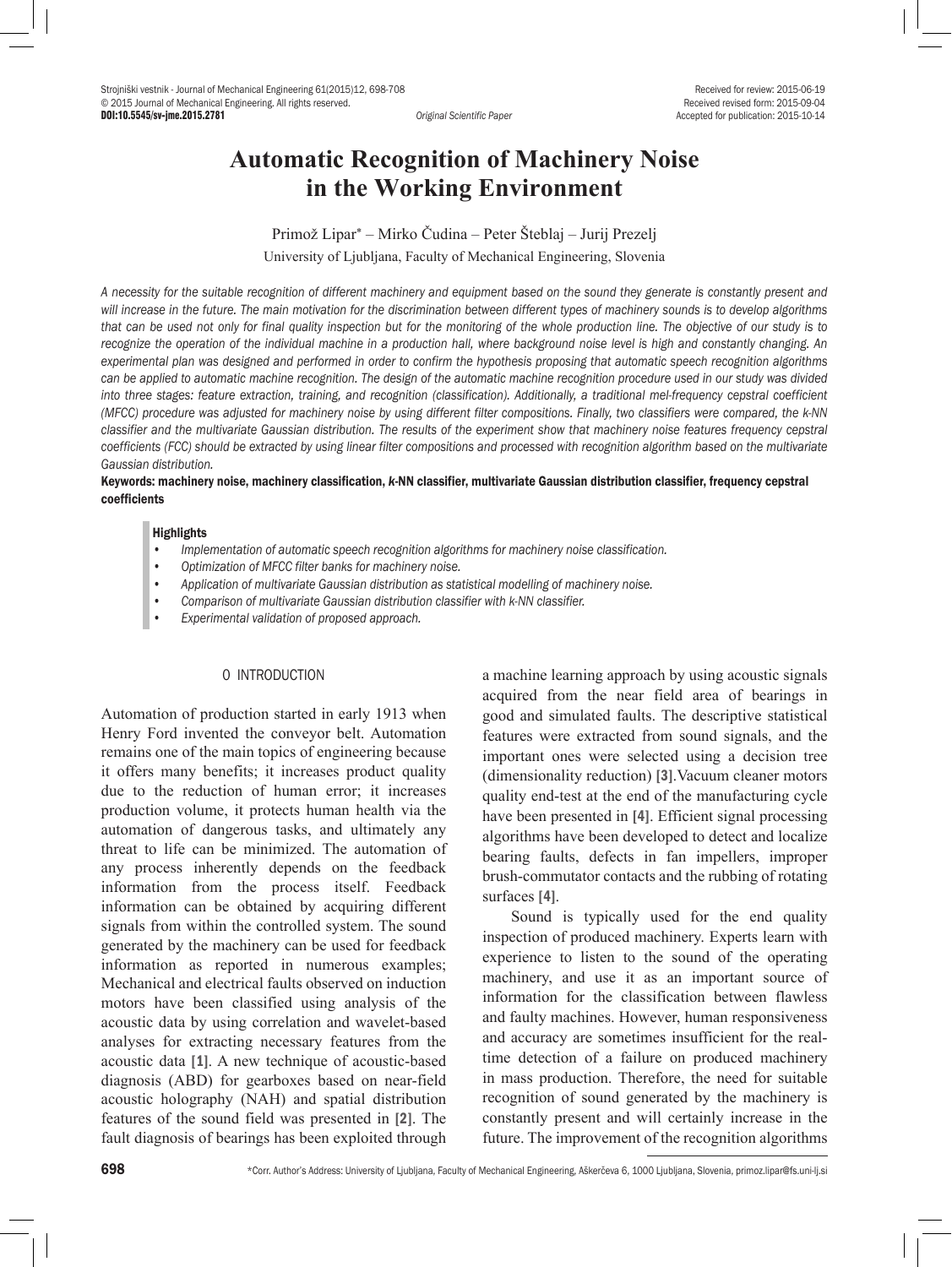**Original Scientific Paper**

Received for review: 2015-06-19
Received revised form: 2015-09-04
Accepted for publication: 2015-10-14

DOI:10.5545/sv-jme.2015.2781

# Automatic Recognition of Machinery Noise in the Working Environment

Primož Lipar* – Mirko Čudina – Peter Šteblaj – Jurij Prezelj

University of Ljubljana, Faculty of Mechanical Engineering, Slovenia

*A necessity for the suitable recognition of different machinery and equipment based on the sound they generate is constantly present and will increase in the future. The main motivation for the discrimination between different types of machinery sounds is to develop algorithms that can be used not only for final quality inspection but for the monitoring of the whole production line. The objective of our study is to recognize the operation of the individual machine in a production hall, where background noise level is high and constantly changing. An experimental plan was designed and performed in order to confirm the hypothesis proposing that automatic speech recognition algorithms can be applied to automatic machine recognition. The design of the automatic machine recognition procedure used in our study was divided into three stages: feature extraction, training, and recognition (classification). Additionally, a traditional mel-frequency cepstral coefficient (MFCC) procedure was adjusted for machinery noise by using different filter compositions. Finally, two classifiers were compared, the k-NN classifier and the multivariate Gaussian distribution. The results of the experiment show that machinery noise features frequency cepstral coefficients (FCC) should be extracted by using linear filter compositions and processed with recognition algorithm based on the multivariate Gaussian distribution.*

**Keywords: machinery noise, machinery classification, *k*-NN classifier, multivariate Gaussian distribution classifier, frequency cepstral coefficients**

**Highlights**

- *Implementation of automatic speech recognition algorithms for machinery noise classification.*
- *Optimization of MFCC filter banks for machinery noise.*
- *Application of multivariate Gaussian distribution as statistical modelling of machinery noise.*
- *Comparison of multivariate Gaussian distribution classifier with k-NN classifier.*
- *Experimental validation of proposed approach.*

## 0 INTRODUCTION

Automation of production started in early 1913 when Henry Ford invented the conveyor belt. Automation remains one of the main topics of engineering because it offers many benefits; it increases product quality due to the reduction of human error; it increases production volume, it protects human health via the automation of dangerous tasks, and ultimately any threat to life can be minimized. The automation of any process inherently depends on the feedback information from the process itself. Feedback information can be obtained by acquiring different signals from within the controlled system. The sound generated by the machinery can be used for feedback information as reported in numerous examples; Mechanical and electrical faults observed on induction motors have been classified using analysis of the acoustic data by using correlation and wavelet-based analyses for extracting necessary features from the acoustic data [1]. A new technique of acoustic-based diagnosis (ABD) for gearboxes based on near-field acoustic holography (NAH) and spatial distribution features of the sound field was presented in [2]. The fault diagnosis of bearings has been exploited through a machine learning approach by using acoustic signals acquired from the near field area of bearings in good and simulated faults. The descriptive statistical features were extracted from sound signals, and the important ones were selected using a decision tree (dimensionality reduction) [3].Vacuum cleaner motors quality end-test at the end of the manufacturing cycle have been presented in [4]. Efficient signal processing algorithms have been developed to detect and localize bearing faults, defects in fan impellers, improper brush-commutator contacts and the rubbing of rotating surfaces [4].

Sound is typically used for the end quality inspection of produced machinery. Experts learn with experience to listen to the sound of the operating machinery, and use it as an important source of information for the classification between flawless and faulty machines. However, human responsiveness and accuracy are sometimes insufficient for the real-time detection of a failure on produced machinery in mass production. Therefore, the need for suitable recognition of sound generated by the machinery is constantly present and will certainly increase in the future. The improvement of the recognition algorithms

*Corr. Author's Address: University of Ljubljana, Faculty of Mechanical Engineering, Aškerčeva 6, 1000 Ljubljana, Slovenia, primoz.lipar@fs.uni-lj.si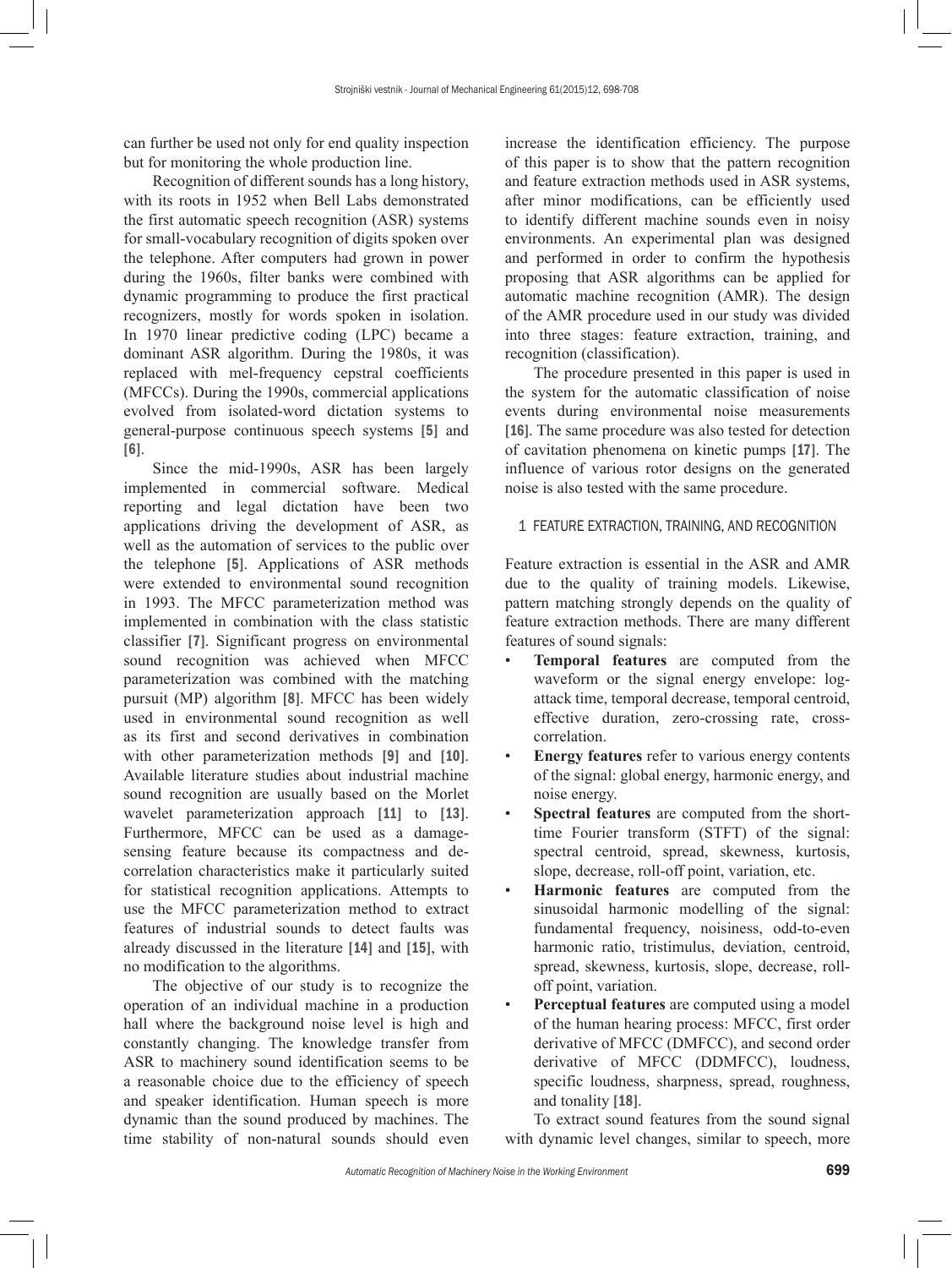can further be used not only for end quality inspection but for monitoring the whole production line.

Recognition of different sounds has a long history, with its roots in 1952 when Bell Labs demonstrated the first automatic speech recognition (ASR) systems for small-vocabulary recognition of digits spoken over the telephone. After computers had grown in power during the 1960s, filter banks were combined with dynamic programming to produce the first practical recognizers, mostly for words spoken in isolation. In 1970 linear predictive coding (LPC) became a dominant ASR algorithm. During the 1980s, it was replaced with mel-frequency cepstral coefficients (MFCCs). During the 1990s, commercial applications evolved from isolated-word dictation systems to general-purpose continuous speech systems **[5]** and **[6]**.

Since the mid-1990s, ASR has been largely implemented in commercial software. Medical reporting and legal dictation have been two applications driving the development of ASR, as well as the automation of services to the public over the telephone **[5]**. Applications of ASR methods were extended to environmental sound recognition in 1993. The MFCC parameterization method was implemented in combination with the class statistic classifier **[7]**. Significant progress on environmental sound recognition was achieved when MFCC parameterization was combined with the matching pursuit (MP) algorithm **[8]**. MFCC has been widely used in environmental sound recognition as well as its first and second derivatives in combination with other parameterization methods **[9]** and **[10]**. Available literature studies about industrial machine sound recognition are usually based on the Morlet wavelet parameterization approach **[11]** to **[13]**. Furthermore, MFCC can be used as a damage-sensing feature because its compactness and de-correlation characteristics make it particularly suited for statistical recognition applications. Attempts to use the MFCC parameterization method to extract features of industrial sounds to detect faults was already discussed in the literature **[14]** and **[15]**, with no modification to the algorithms.

The objective of our study is to recognize the operation of an individual machine in a production hall where the background noise level is high and constantly changing. The knowledge transfer from ASR to machinery sound identification seems to be a reasonable choice due to the efficiency of speech and speaker identification. Human speech is more dynamic than the sound produced by machines. The time stability of non-natural sounds should even increase the identification efficiency. The purpose of this paper is to show that the pattern recognition and feature extraction methods used in ASR systems, after minor modifications, can be efficiently used to identify different machine sounds even in noisy environments. An experimental plan was designed and performed in order to confirm the hypothesis proposing that ASR algorithms can be applied for automatic machine recognition (AMR). The design of the AMR procedure used in our study was divided into three stages: feature extraction, training, and recognition (classification).

The procedure presented in this paper is used in the system for the automatic classification of noise events during environmental noise measurements **[16]**. The same procedure was also tested for detection of cavitation phenomena on kinetic pumps **[17]**. The influence of various rotor designs on the generated noise is also tested with the same procedure.

## 1 FEATURE EXTRACTION, TRAINING, AND RECOGNITION

Feature extraction is essential in the ASR and AMR due to the quality of training models. Likewise, pattern matching strongly depends on the quality of feature extraction methods. There are many different features of sound signals:

- **Temporal features** are computed from the waveform or the signal energy envelope: log-attack time, temporal decrease, temporal centroid, effective duration, zero-crossing rate, cross-correlation.
- **Energy features** refer to various energy contents of the signal: global energy, harmonic energy, and noise energy.
- **Spectral features** are computed from the short-time Fourier transform (STFT) of the signal: spectral centroid, spread, skewness, kurtosis, slope, decrease, roll-off point, variation, etc.
- **Harmonic features** are computed from the sinusoidal harmonic modelling of the signal: fundamental frequency, noisiness, odd-to-even harmonic ratio, tristimulus, deviation, centroid, spread, skewness, kurtosis, slope, decrease, roll-off point, variation.
- **Perceptual features** are computed using a model of the human hearing process: MFCC, first order derivative of MFCC (DMFCC), and second order derivative of MFCC (DDMFCC), loudness, specific loudness, sharpness, spread, roughness, and tonality **[18]**.

To extract sound features from the sound signal with dynamic level changes, similar to speech, more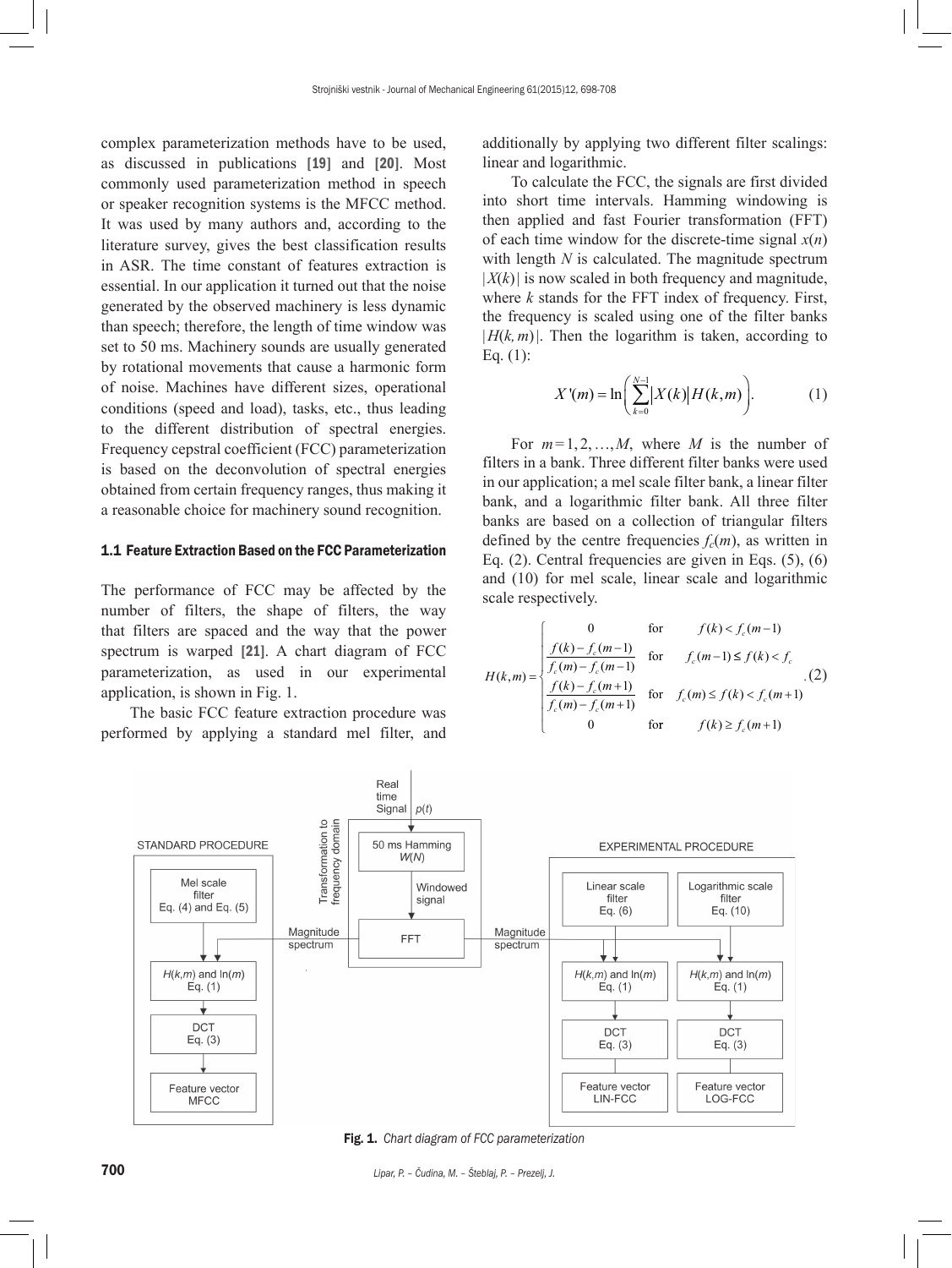complex parameterization methods have to be used, as discussed in publications [19] and [20]. Most commonly used parameterization method in speech or speaker recognition systems is the MFCC method. It was used by many authors and, according to the literature survey, gives the best classification results in ASR. The time constant of features extraction is essential. In our application it turned out that the noise generated by the observed machinery is less dynamic than speech; therefore, the length of time window was set to 50 ms. Machinery sounds are usually generated by rotational movements that cause a harmonic form of noise. Machines have different sizes, operational conditions (speed and load), tasks, etc., thus leading to the different distribution of spectral energies. Frequency cepstral coefficient (FCC) parameterization is based on the deconvolution of spectral energies obtained from certain frequency ranges, thus making it a reasonable choice for machinery sound recognition.

### 1.1 Feature Extraction Based on the FCC Parameterization

The performance of FCC may be affected by the number of filters, the shape of filters, the way that filters are spaced and the way that the power spectrum is warped [21]. A chart diagram of FCC parameterization, as used in our experimental application, is shown in Fig. 1.

The basic FCC feature extraction procedure was performed by applying a standard mel filter, and additionally by applying two different filter scalings: linear and logarithmic.

To calculate the FCC, the signals are first divided into short time intervals. Hamming windowing is then applied and fast Fourier transformation (FFT) of each time window for the discrete-time signal $x(n)$ with length $N$ is calculated. The magnitude spectrum $|X(k)|$ is now scaled in both frequency and magnitude, where $k$ stands for the FFT index of frequency. First, the frequency is scaled using one of the filter banks $|H(k, m)|$. Then the logarithm is taken, according to Eq. (1):

$$X'(m) = \ln\left(\sum_{k=0}^{N-1} |X(k)| H(k,m)\right). \tag{1}$$

For $m = 1, 2, \ldots, M$, where $M$ is the number of filters in a bank. Three different filter banks were used in our application; a mel scale filter bank, a linear filter bank, and a logarithmic filter bank. All three filter banks are based on a collection of triangular filters defined by the centre frequencies $f_c(m)$, as written in Eq. (2). Central frequencies are given in Eqs. (5), (6) and (10) for mel scale, linear scale and logarithmic scale respectively.

$$H(k,m) = \begin{cases} 0 & \text{for} \quad f(k) < f_c(m-1) \\ \dfrac{f(k) - f_c(m-1)}{f_c(m) - f_c(m-1)} & \text{for} \quad f_c(m-1) \le f(k) < f_c \\ \dfrac{f(k) - f_c(m+1)}{f_c(m) - f_c(m+1)} & \text{for} \quad f_c(m) \le f(k) < f_c(m+1) \\ 0 & \text{for} \quad f(k) \ge f_c(m+1) \end{cases}. \tag{2}$$

Fig. 1. *Chart diagram of FCC parameterization*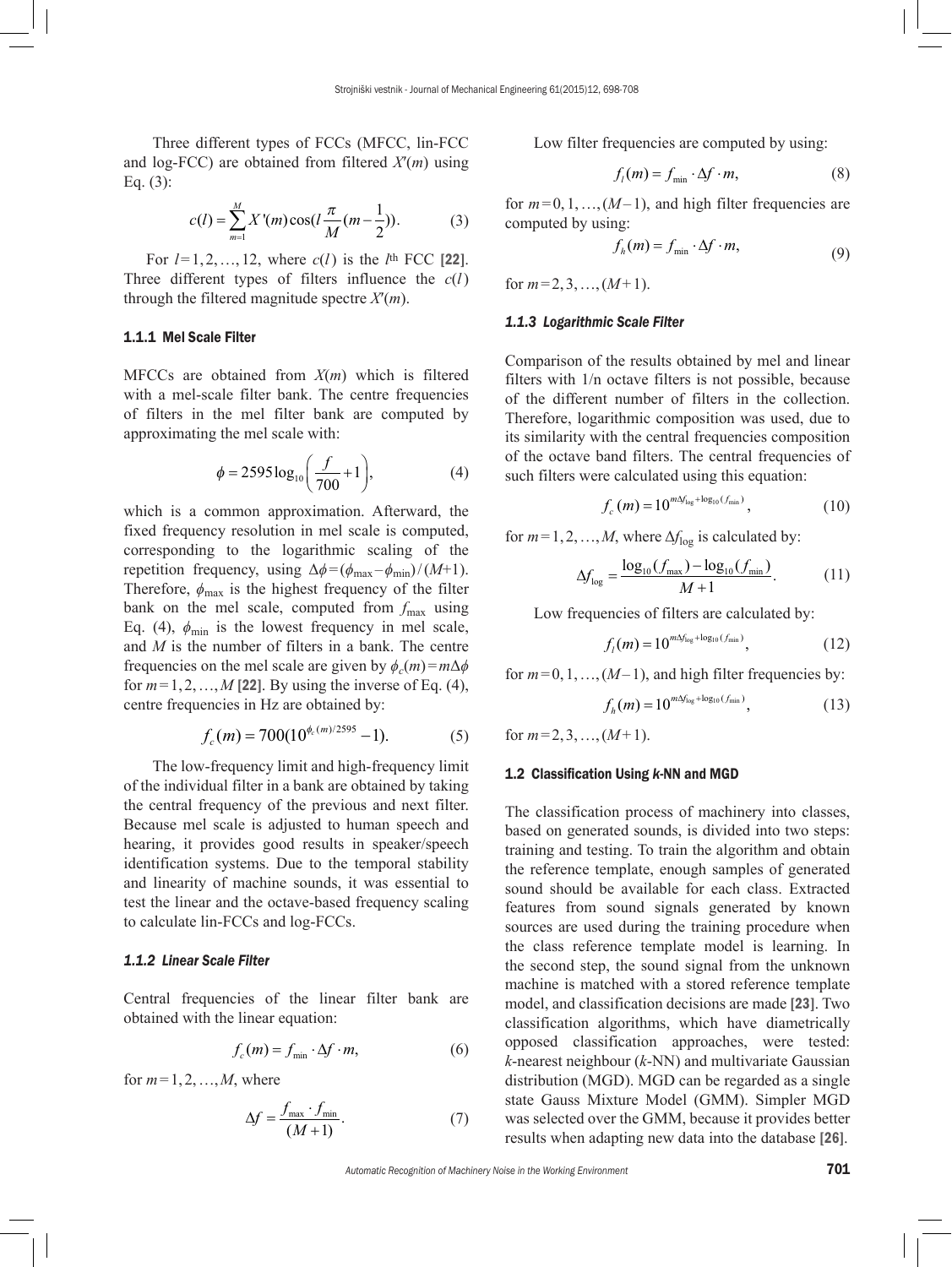Three different types of FCCs (MFCC, lin-FCC and log-FCC) are obtained from filtered $X'(m)$ using Eq. (3):

$$c(l) = \sum_{m=1}^{M} X'(m)\cos\left(l\frac{\pi}{M}\left(m-\frac{1}{2}\right)\right). \tag{3}$$

For $l = 1, 2, \ldots, 12$, where $c(l)$ is the $l^{\text{th}}$ FCC [22]. Three different types of filters influence the $c(l)$ through the filtered magnitude spectre $X'(m)$.

### 1.1.1 Mel Scale Filter

MFCCs are obtained from $X(m)$ which is filtered with a mel-scale filter bank. The centre frequencies of filters in the mel filter bank are computed by approximating the mel scale with:

$$\phi = 2595\log_{10}\left(\frac{f}{700}+1\right), \tag{4}$$

which is a common approximation. Afterward, the fixed frequency resolution in mel scale is computed, corresponding to the logarithmic scaling of the repetition frequency, using $\Delta\phi = (\phi_{\max} - \phi_{\min}) / (M+1)$. Therefore, $\phi_{\max}$ is the highest frequency of the filter bank on the mel scale, computed from $f_{\max}$ using Eq. (4), $\phi_{\min}$ is the lowest frequency in mel scale, and $M$ is the number of filters in a bank. The centre frequencies on the mel scale are given by $\phi_c(m) = m\Delta\phi$ for $m = 1, 2, \ldots, M$ [22]. By using the inverse of Eq. (4), centre frequencies in Hz are obtained by:

$$f_c(m) = 700(10^{\phi_c(m)/2595} - 1). \tag{5}$$

The low-frequency limit and high-frequency limit of the individual filter in a bank are obtained by taking the central frequency of the previous and next filter. Because mel scale is adjusted to human speech and hearing, it provides good results in speaker/speech identification systems. Due to the temporal stability and linearity of machine sounds, it was essential to test the linear and the octave-based frequency scaling to calculate lin-FCCs and log-FCCs.

### *1.1.2 Linear Scale Filter*

Central frequencies of the linear filter bank are obtained with the linear equation:

$$f_c(m) = f_{\min} \cdot \Delta f \cdot m, \tag{6}$$

for $m = 1, 2, \ldots, M$, where

$$\Delta f = \frac{f_{\max} \cdot f_{\min}}{(M+1)}. \tag{7}$$

Low filter frequencies are computed by using:

$$f_l(m) = f_{\min} \cdot \Delta f \cdot m, \tag{8}$$

for $m = 0, 1, \ldots, (M-1)$, and high filter frequencies are computed by using:

$$f_h(m) = f_{\min} \cdot \Delta f \cdot m, \tag{9}$$

for $m = 2, 3, \ldots, (M+1)$.

### *1.1.3 Logarithmic Scale Filter*

Comparison of the results obtained by mel and linear filters with 1/n octave filters is not possible, because of the different number of filters in the collection. Therefore, logarithmic composition was used, due to its similarity with the central frequencies composition of the octave band filters. The central frequencies of such filters were calculated using this equation:

$$f_c(m) = 10^{m\Delta f_{\log} + \log_{10}(f_{\min})}, \tag{10}$$

for $m = 1, 2, \ldots, M$, where $\Delta f_{\log}$ is calculated by:

$$\Delta f_{\log} = \frac{\log_{10}(f_{\max}) - \log_{10}(f_{\min})}{M+1}. \tag{11}$$

Low frequencies of filters are calculated by:

$$f_l(m) = 10^{m\Delta f_{\log} + \log_{10}(f_{\min})}, \tag{12}$$

for $m = 0, 1, \ldots, (M-1)$, and high filter frequencies by:

$$f_h(m) = 10^{m\Delta f_{\log} + \log_{10}(f_{\min})}, \tag{13}$$

for $m = 2, 3, \ldots, (M+1)$.

### 1.2 Classification Using *k*-NN and MGD

The classification process of machinery into classes, based on generated sounds, is divided into two steps: training and testing. To train the algorithm and obtain the reference template, enough samples of generated sound should be available for each class. Extracted features from sound signals generated by known sources are used during the training procedure when the class reference template model is learning. In the second step, the sound signal from the unknown machine is matched with a stored reference template model, and classification decisions are made [23]. Two classification algorithms, which have diametrically opposed classification approaches, were tested: *k*-nearest neighbour (*k*-NN) and multivariate Gaussian distribution (MGD). MGD can be regarded as a single state Gauss Mixture Model (GMM). Simpler MGD was selected over the GMM, because it provides better results when adapting new data into the database [26].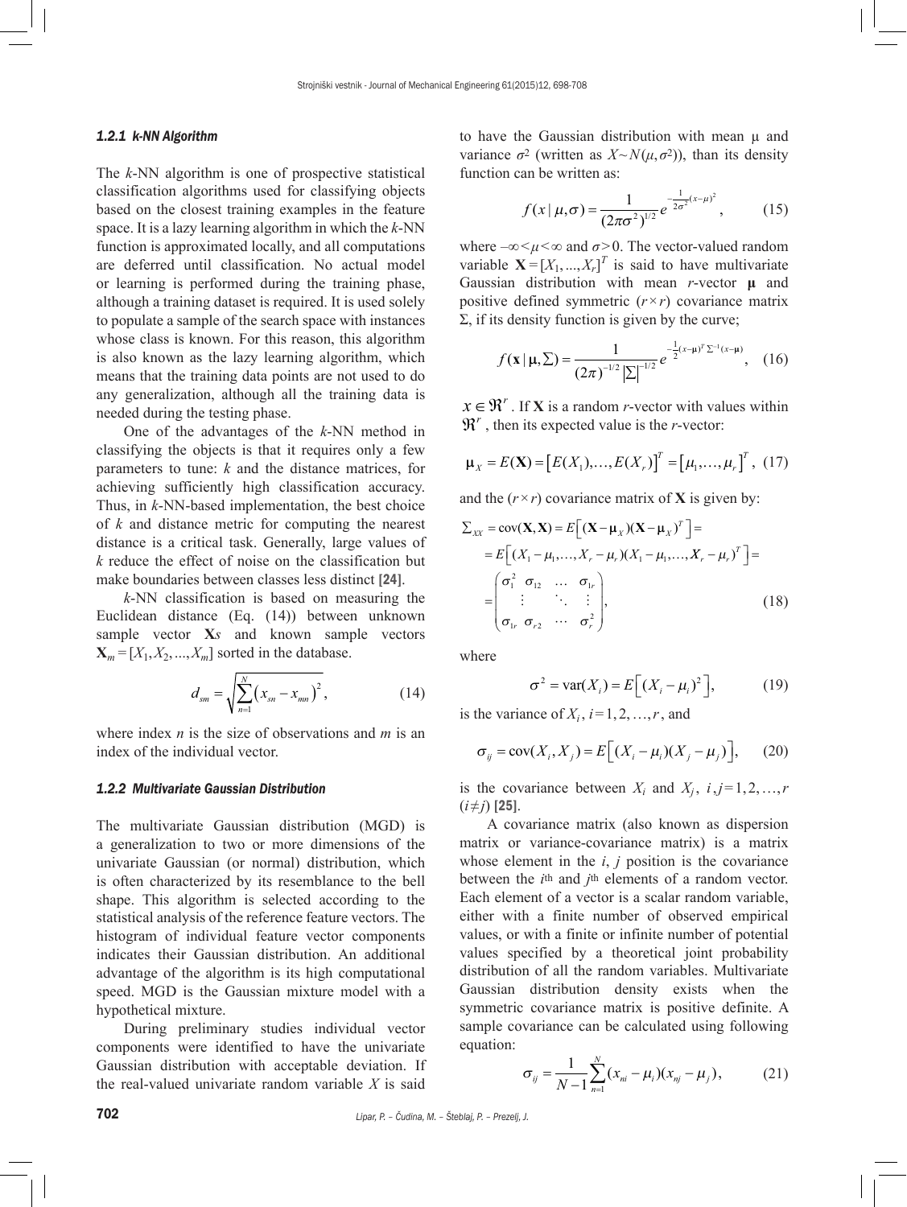#### 1.2.1 k-NN Algorithm

The *k*-NN algorithm is one of prospective statistical classification algorithms used for classifying objects based on the closest training examples in the feature space. It is a lazy learning algorithm in which the *k*-NN function is approximated locally, and all computations are deferred until classification. No actual model or learning is performed during the training phase, although a training dataset is required. It is used solely to populate a sample of the search space with instances whose class is known. For this reason, this algorithm is also known as the lazy learning algorithm, which means that the training data points are not used to do any generalization, although all the training data is needed during the testing phase.

One of the advantages of the *k*-NN method in classifying the objects is that it requires only a few parameters to tune: *k* and the distance matrices, for achieving sufficiently high classification accuracy. Thus, in *k*-NN-based implementation, the best choice of *k* and distance metric for computing the nearest distance is a critical task. Generally, large values of *k* reduce the effect of noise on the classification but make boundaries between classes less distinct [24].

*k*-NN classification is based on measuring the Euclidean distance (Eq. (14)) between unknown sample vector $\mathbf{X}s$ and known sample vectors $\mathbf{X}_m = [X_1, X_2, ..., X_m]$ sorted in the database.

$$d_{sm} = \sqrt{\sum_{n=1}^{N} \left( x_{sn} - x_{mn} \right)^2}, \tag{14}$$

where index *n* is the size of observations and *m* is an index of the individual vector.

#### 1.2.2 Multivariate Gaussian Distribution

The multivariate Gaussian distribution (MGD) is a generalization to two or more dimensions of the univariate Gaussian (or normal) distribution, which is often characterized by its resemblance to the bell shape. This algorithm is selected according to the statistical analysis of the reference feature vectors. The histogram of individual feature vector components indicates their Gaussian distribution. An additional advantage of the algorithm is its high computational speed. MGD is the Gaussian mixture model with a hypothetical mixture.

During preliminary studies individual vector components were identified to have the univariate Gaussian distribution with acceptable deviation. If the real-valued univariate random variable *X* is said to have the Gaussian distribution with mean μ and variance $\sigma^2$ (written as $X \sim N(\mu, \sigma^2)$), than its density function can be written as:

$$f(x \mid \mu, \sigma) = \frac{1}{(2\pi\sigma^2)^{1/2}} e^{-\frac{1}{2\sigma^2}(x-\mu)^2}, \tag{15}$$

where $-\infty < \mu < \infty$ and $\sigma > 0$. The vector-valued random variable $\mathbf{X} = [X_1, ..., X_r]^T$ is said to have multivariate Gaussian distribution with mean *r*-vector **μ** and positive defined symmetric $(r \times r)$ covariance matrix Σ, if its density function is given by the curve;

$$f(\mathbf{x} \mid \mathbf{\mu}, \Sigma) = \frac{1}{(2\pi)^{-1/2} \left| \Sigma \right|^{-1/2}} e^{-\frac{1}{2}(x-\mathbf{\mu})^T \Sigma^{-1} (x-\mathbf{\mu})}, \tag{16}$$

$x \in \Re^r$. If **X** is a random *r*-vector with values within $\Re^r$, then its expected value is the *r*-vector:

$$\mathbf{\mu}_X = E(\mathbf{X}) = \left[ E(X_1), \ldots, E(X_r) \right]^T = \left[ \mu_1, \ldots, \mu_r \right]^T, \tag{17}$$

and the $(r \times r)$ covariance matrix of **X** is given by:

$$\begin{aligned}
\Sigma_{XX} &= \operatorname{cov}(\mathbf{X}, \mathbf{X}) = E\left[ (\mathbf{X} - \mathbf{\mu}_X)(\mathbf{X} - \mathbf{\mu}_X)^T \right] = \\
&= E\left[ (X_1 - \mu_1, \ldots, X_r - \mu_r)(X_1 - \mu_1, \ldots, X_r - \mu_r)^T \right] = \\
&= \begin{pmatrix} \sigma_1^2 & \sigma_{12} & \ldots & \sigma_{1r} \\ \vdots & & \ddots & \vdots \\ \sigma_{1r} & \sigma_{r2} & \cdots & \sigma_r^2 \end{pmatrix},
\end{aligned} \tag{18}$$

where

$$\sigma^2 = \operatorname{var}(X_i) = E\left[ (X_i - \mu_i)^2 \right], \tag{19}$$

is the variance of $X_i$, $i = 1, 2, \ldots, r$, and

$$\sigma_{ij} = \operatorname{cov}(X_i, X_j) = E\left[ (X_i - \mu_i)(X_j - \mu_j) \right], \tag{20}$$

is the covariance between $X_i$ and $X_j$, $i, j = 1, 2, \ldots, r$ $(i \neq j)$ [25].

A covariance matrix (also known as dispersion matrix or variance-covariance matrix) is a matrix whose element in the *i*, *j* position is the covariance between the *i*th and *j*th elements of a random vector. Each element of a vector is a scalar random variable, either with a finite number of observed empirical values, or with a finite or infinite number of potential values specified by a theoretical joint probability distribution of all the random variables. Multivariate Gaussian distribution density exists when the symmetric covariance matrix is positive definite. A sample covariance can be calculated using following equation:

$$\sigma_{ij} = \frac{1}{N-1} \sum_{n=1}^{N} (x_{ni} - \mu_i)(x_{nj} - \mu_j), \tag{21}$$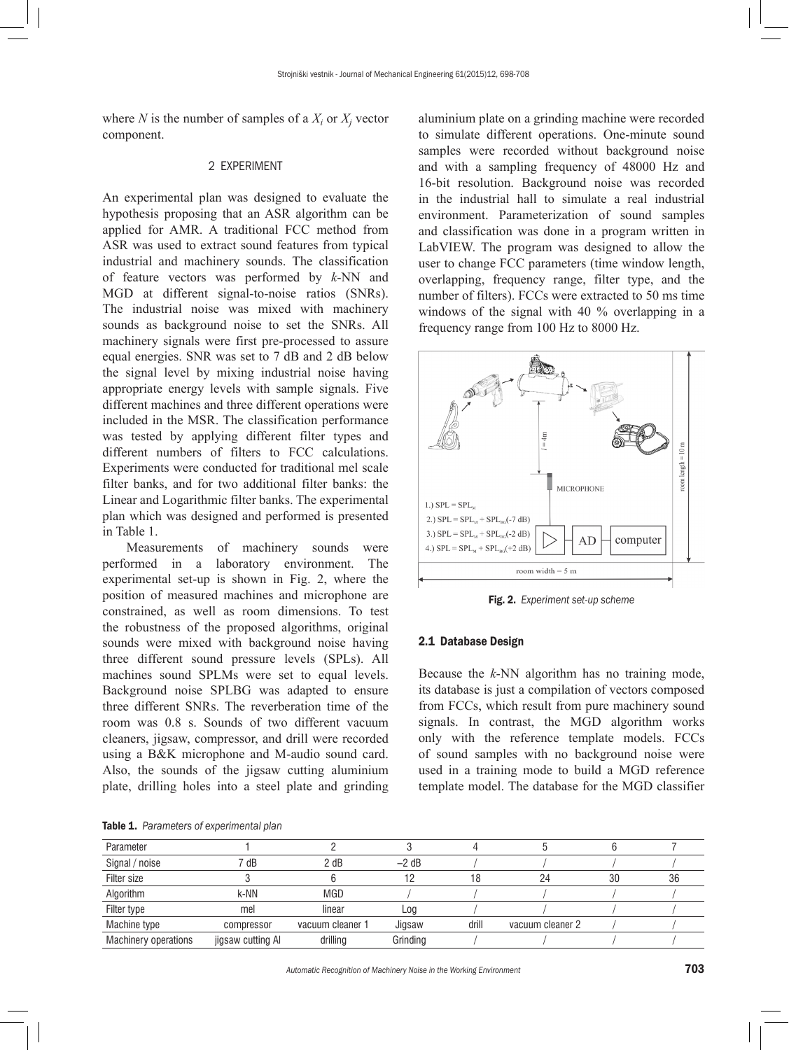where $N$ is the number of samples of a $X_i$ or $X_j$ vector component.

## 2 EXPERIMENT

An experimental plan was designed to evaluate the hypothesis proposing that an ASR algorithm can be applied for AMR. A traditional FCC method from ASR was used to extract sound features from typical industrial and machinery sounds. The classification of feature vectors was performed by *k*-NN and MGD at different signal-to-noise ratios (SNRs). The industrial noise was mixed with machinery sounds as background noise to set the SNRs. All machinery signals were first pre-processed to assure equal energies. SNR was set to 7 dB and 2 dB below the signal level by mixing industrial noise having appropriate energy levels with sample signals. Five different machines and three different operations were included in the MSR. The classification performance was tested by applying different filter types and different numbers of filters to FCC calculations. Experiments were conducted for traditional mel scale filter banks, and for two additional filter banks: the Linear and Logarithmic filter banks. The experimental plan which was designed and performed is presented in Table 1.

Measurements of machinery sounds were performed in a laboratory environment. The experimental set-up is shown in Fig. 2, where the position of measured machines and microphone are constrained, as well as room dimensions. To test the robustness of the proposed algorithms, original sounds were mixed with background noise having three different sound pressure levels (SPLs). All machines sound SPLMs were set to equal levels. Background noise SPLBG was adapted to ensure three different SNRs. The reverberation time of the room was 0.8 s. Sounds of two different vacuum cleaners, jigsaw, compressor, and drill were recorded using a B&K microphone and M-audio sound card. Also, the sounds of the jigsaw cutting aluminium plate, drilling holes into a steel plate and grinding aluminium plate on a grinding machine were recorded to simulate different operations. One-minute sound samples were recorded without background noise and with a sampling frequency of 48000 Hz and 16-bit resolution. Background noise was recorded in the industrial hall to simulate a real industrial environment. Parameterization of sound samples and classification was done in a program written in LabVIEW. The program was designed to allow the user to change FCC parameters (time window length, overlapping, frequency range, filter type, and the number of filters). FCCs were extracted to 50 ms time windows of the signal with 40 % overlapping in a frequency range from 100 Hz to 8000 Hz.

1.) $SPL = SPL_M$
2.) $SPL = SPL_M + SPL_{BG}(-7\text{ dB})$
3.) $SPL = SPL_M + SPL_{BG}(-2\text{ dB})$
4.) $SPL = SPL_M + SPL_{BG}(+2\text{ dB})$

**Fig. 2.** *Experiment set-up scheme*

### 2.1 Database Design

Because the *k*-NN algorithm has no training mode, its database is just a compilation of vectors composed from FCCs, which result from pure machinery sound signals. In contrast, the MGD algorithm works only with the reference template models. FCCs of sound samples with no background noise were used in a training mode to build a MGD reference template model. The database for the MGD classifier

**Table 1.** *Parameters of experimental plan*

| Parameter | 1 | 2 | 3 | 4 | 5 | 6 | 7 |
|---|---|---|---|---|---|---|---|
| Signal / noise | 7 dB | 2 dB | –2 dB | / | / | / | / |
| Filter size | 3 | 6 | 12 | 18 | 24 | 30 | 36 |
| Algorithm | k-NN | MGD | / | / | / | / | / |
| Filter type | mel | linear | Log | / | / | / | / |
| Machine type | compressor | vacuum cleaner 1 | Jigsaw | drill | vacuum cleaner 2 | / | / |
| Machinery operations | jigsaw cutting Al | drilling | Grinding | / | / | / | / |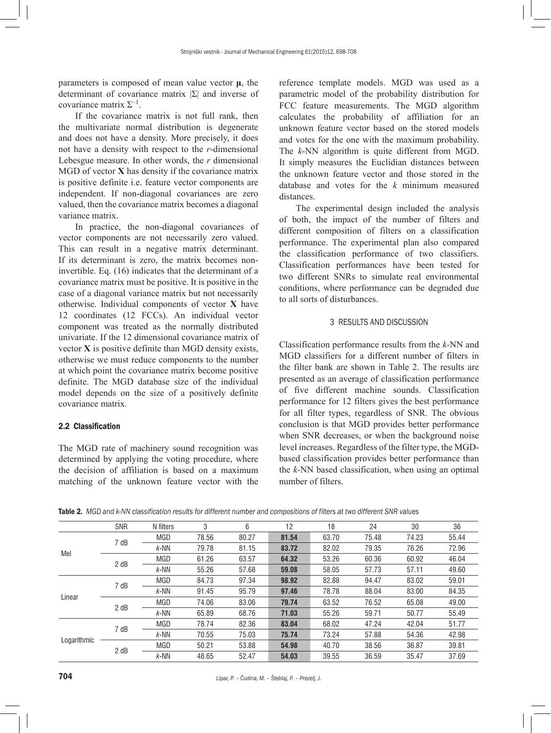parameters is composed of mean value vector **μ**, the determinant of covariance matrix |Σ| and inverse of covariance matrix $\Sigma^{-1}$.

If the covariance matrix is not full rank, then the multivariate normal distribution is degenerate and does not have a density. More precisely, it does not have a density with respect to the *r*-dimensional Lebesgue measure. In other words, the *r* dimensional MGD of vector **X** has density if the covariance matrix is positive definite i.e. feature vector components are independent. If non-diagonal covariances are zero valued, then the covariance matrix becomes a diagonal variance matrix.

In practice, the non-diagonal covariances of vector components are not necessarily zero valued. This can result in a negative matrix determinant. If its determinant is zero, the matrix becomes non-invertible. Eq. (16) indicates that the determinant of a covariance matrix must be positive. It is positive in the case of a diagonal variance matrix but not necessarily otherwise. Individual components of vector **X** have 12 coordinates (12 FCCs). An individual vector component was treated as the normally distributed univariate. If the 12 dimensional covariance matrix of vector **X** is positive definite than MGD density exists, otherwise we must reduce components to the number at which point the covariance matrix become positive definite. The MGD database size of the individual model depends on the size of a positively definite covariance matrix.

### 2.2 Classification

The MGD rate of machinery sound recognition was determined by applying the voting procedure, where the decision of affiliation is based on a maximum matching of the unknown feature vector with the reference template models. MGD was used as a parametric model of the probability distribution for FCC feature measurements. The MGD algorithm calculates the probability of affiliation for an unknown feature vector based on the stored models and votes for the one with the maximum probability. The *k*-NN algorithm is quite different from MGD. It simply measures the Euclidian distances between the unknown feature vector and those stored in the database and votes for the *k* minimum measured distances.

The experimental design included the analysis of both, the impact of the number of filters and different composition of filters on a classification performance. The experimental plan also compared the classification performance of two classifiers. Classification performances have been tested for two different SNRs to simulate real environmental conditions, where performance can be degraded due to all sorts of disturbances.

## 3 RESULTS AND DISCUSSION

Classification performance results from the *k*-NN and MGD classifiers for a different number of filters in the filter bank are shown in Table 2. The results are presented as an average of classification performance of five different machine sounds. Classification performance for 12 filters gives the best performance for all filter types, regardless of SNR. The obvious conclusion is that MGD provides better performance when SNR decreases, or when the background noise level increases. Regardless of the filter type, the MGD-based classification provides better performance than the *k*-NN based classification, when using an optimal number of filters.

**Table 2.** *MGD and k-NN classification results for different number and compositions of filters at two different SNR values*

| | SNR | N filters | 3 | 6 | 12 | 18 | 24 | 30 | 36 |
|---|---|---|---|---|---|---|---|---|---|
| Mel | 7 dB | MGD | 78.56 | 80.27 | **81.54** | 63.70 | 75.48 | 74.23 | 55.44 |
| | | *k*-NN | 79.78 | 81.15 | **83.72** | 82.02 | 79.35 | 76.26 | 72.96 |
| | 2 dB | MGD | 61.26 | 63.57 | **64.32** | 53.26 | 60.36 | 60.92 | 46.04 |
| | | *k*-NN | 55.26 | 57.68 | **59.08** | 58.05 | 57.73 | 57.11 | 49.60 |
| Linear | 7 dB | MGD | 84.73 | 97.34 | **98.92** | 82.88 | 94.47 | 83.02 | 59.01 |
| | | *k*-NN | 91.45 | 95.79 | **97.46** | 78.78 | 88.04 | 83.00 | 84.35 |
| | 2 dB | MGD | 74.06 | 83.06 | **79.74** | 63.52 | 76.52 | 65.08 | 49.00 |
| | | *k*-NN | 65.89 | 68.76 | **71.03** | 55.26 | 59.71 | 50.77 | 55.49 |
| Logarithmic | 7 dB | MGD | 78.74 | 82.36 | **83.04** | 68.02 | 47.24 | 42.04 | 51.77 |
| | | *k*-NN | 70.55 | 75.03 | **75.74** | 73.24 | 57.88 | 54.36 | 42.98 |
| | 2 dB | MGD | 50.21 | 53.88 | **54.98** | 40.70 | 38.56 | 36.87 | 39.81 |
| | | *k*-NN | 48.65 | 52.47 | **54.03** | 39.55 | 36.59 | 35.47 | 37.69 |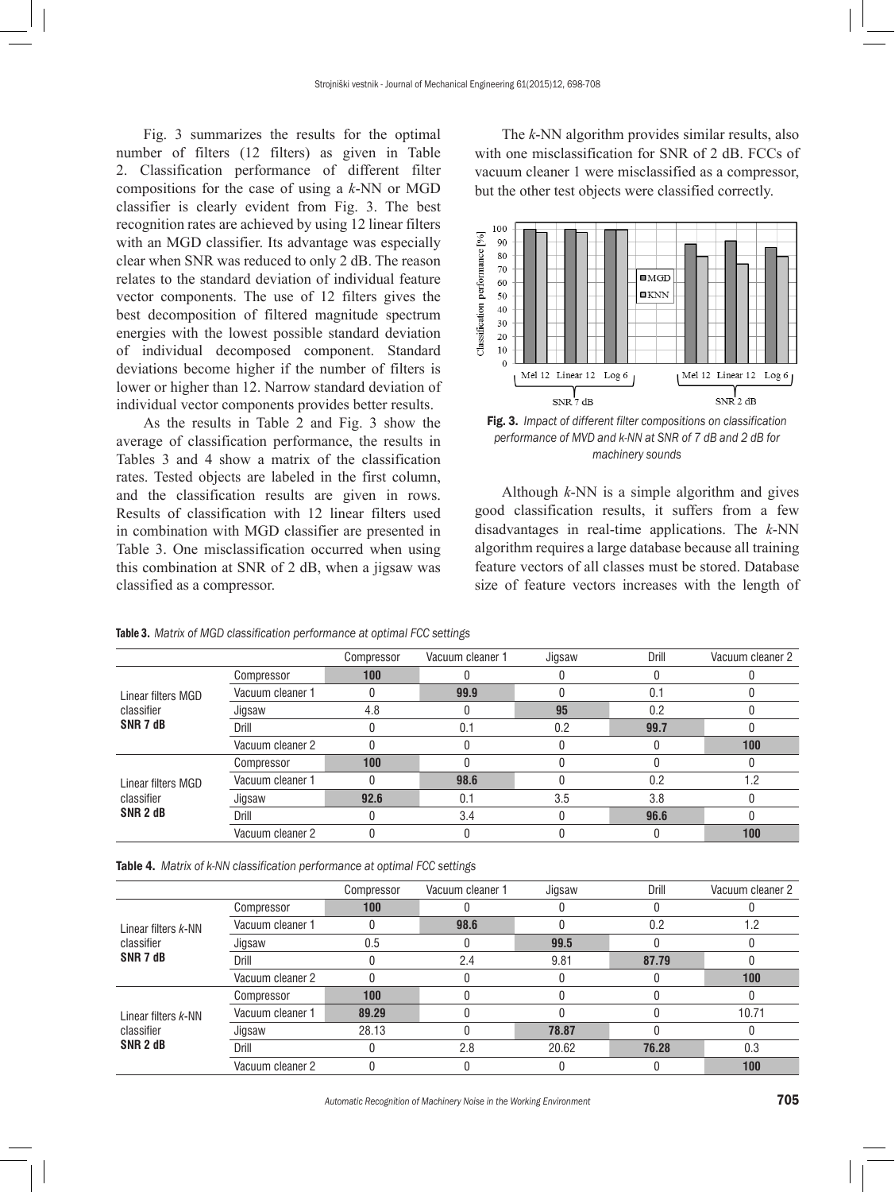Fig. 3 summarizes the results for the optimal number of filters (12 filters) as given in Table 2. Classification performance of different filter compositions for the case of using a *k*-NN or MGD classifier is clearly evident from Fig. 3. The best recognition rates are achieved by using 12 linear filters with an MGD classifier. Its advantage was especially clear when SNR was reduced to only 2 dB. The reason relates to the standard deviation of individual feature vector components. The use of 12 filters gives the best decomposition of filtered magnitude spectrum energies with the lowest possible standard deviation of individual decomposed component. Standard deviations become higher if the number of filters is lower or higher than 12. Narrow standard deviation of individual vector components provides better results.

As the results in Table 2 and Fig. 3 show the average of classification performance, the results in Tables 3 and 4 show a matrix of the classification rates. Tested objects are labeled in the first column, and the classification results are given in rows. Results of classification with 12 linear filters used in combination with MGD classifier are presented in Table 3. One misclassification occurred when using this combination at SNR of 2 dB, when a jigsaw was classified as a compressor.

The *k*-NN algorithm provides similar results, also with one misclassification for SNR of 2 dB. FCCs of vacuum cleaner 1 were misclassified as a compressor, but the other test objects were classified correctly.

**Fig. 3.** *Impact of different filter compositions on classification performance of MVD and k-NN at SNR of 7 dB and 2 dB for machinery sounds*

Although *k*-NN is a simple algorithm and gives good classification results, it suffers from a few disadvantages in real-time applications. The *k*-NN algorithm requires a large database because all training feature vectors of all classes must be stored. Database size of feature vectors increases with the length of

**Table 3.** *Matrix of MGD classification performance at optimal FCC settings*

| | | Compressor | Vacuum cleaner 1 | Jigsaw | Drill | Vacuum cleaner 2 |
|---|---|---|---|---|---|---|
| Linear filters MGD classifier **SNR 7 dB** | Compressor | **100** | 0 | 0 | 0 | 0 |
| | Vacuum cleaner 1 | 0 | **99.9** | 0 | 0.1 | 0 |
| | Jigsaw | 4.8 | 0 | **95** | 0.2 | 0 |
| | Drill | 0 | 0.1 | 0.2 | **99.7** | 0 |
| | Vacuum cleaner 2 | 0 | 0 | 0 | 0 | **100** |
| Linear filters MGD classifier **SNR 2 dB** | Compressor | **100** | 0 | 0 | 0 | 0 |
| | Vacuum cleaner 1 | 0 | **98.6** | 0 | 0.2 | 1.2 |
| | Jigsaw | **92.6** | 0.1 | 3.5 | 3.8 | 0 |
| | Drill | 0 | 3.4 | 0 | **96.6** | 0 |
| | Vacuum cleaner 2 | 0 | 0 | 0 | 0 | **100** |

**Table 4.** *Matrix of k-NN classification performance at optimal FCC settings*

| | | Compressor | Vacuum cleaner 1 | Jigsaw | Drill | Vacuum cleaner 2 |
|---|---|---|---|---|---|---|
| Linear filters *k*-NN classifier **SNR 7 dB** | Compressor | **100** | 0 | 0 | 0 | 0 |
| | Vacuum cleaner 1 | 0 | **98.6** | 0 | 0.2 | 1.2 |
| | Jigsaw | 0.5 | 0 | **99.5** | 0 | 0 |
| | Drill | 0 | 2.4 | 9.81 | **87.79** | 0 |
| | Vacuum cleaner 2 | 0 | 0 | 0 | 0 | **100** |
| Linear filters *k*-NN classifier **SNR 2 dB** | Compressor | **100** | 0 | 0 | 0 | 0 |
| | Vacuum cleaner 1 | **89.29** | 0 | 0 | 0 | 10.71 |
| | Jigsaw | 28.13 | 0 | **78.87** | 0 | 0 |
| | Drill | 0 | 2.8 | 20.62 | **76.28** | 0.3 |
| | Vacuum cleaner 2 | 0 | 0 | 0 | 0 | **100** |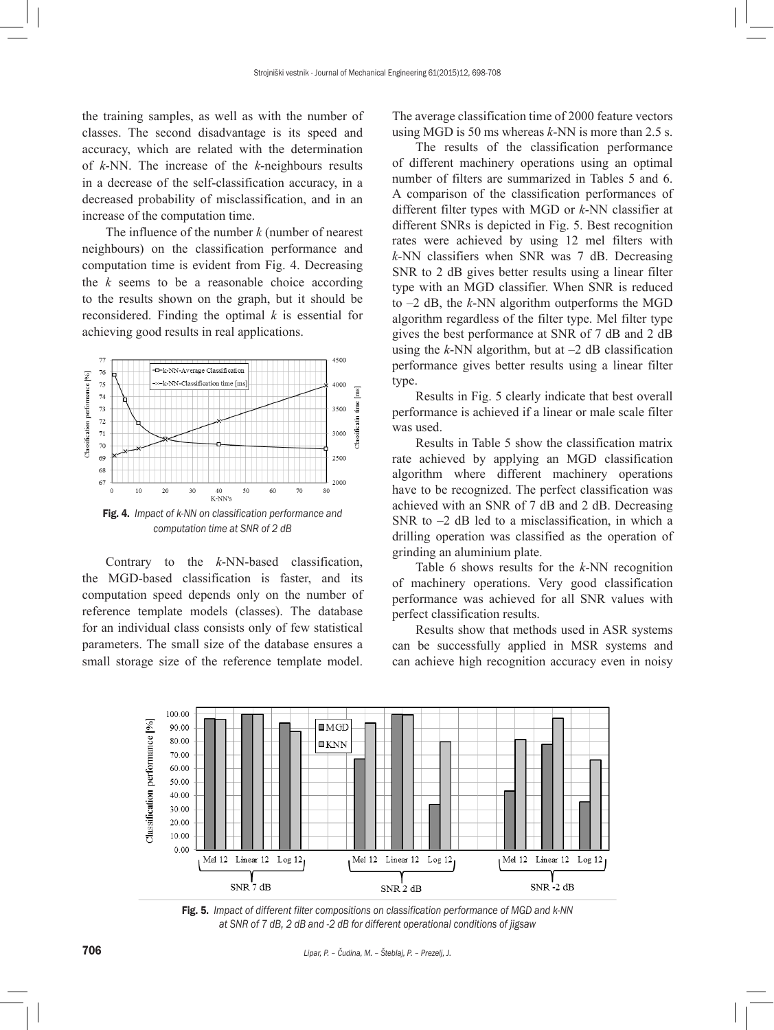the training samples, as well as with the number of classes. The second disadvantage is its speed and accuracy, which are related with the determination of *k*-NN. The increase of the *k*-neighbours results in a decrease of the self-classification accuracy, in a decreased probability of misclassification, and in an increase of the computation time.

The influence of the number *k* (number of nearest neighbours) on the classification performance and computation time is evident from Fig. 4. Decreasing the *k* seems to be a reasonable choice according to the results shown on the graph, but it should be reconsidered. Finding the optimal *k* is essential for achieving good results in real applications.

**Fig. 4.** *Impact of k-NN on classification performance and computation time at SNR of 2 dB*

Contrary to the *k*-NN-based classification, the MGD-based classification is faster, and its computation speed depends only on the number of reference template models (classes). The database for an individual class consists only of few statistical parameters. The small size of the database ensures a small storage size of the reference template model. The average classification time of 2000 feature vectors using MGD is 50 ms whereas *k*-NN is more than 2.5 s.

The results of the classification performance of different machinery operations using an optimal number of filters are summarized in Tables 5 and 6. A comparison of the classification performances of different filter types with MGD or *k*-NN classifier at different SNRs is depicted in Fig. 5. Best recognition rates were achieved by using 12 mel filters with *k*-NN classifiers when SNR was 7 dB. Decreasing SNR to 2 dB gives better results using a linear filter type with an MGD classifier. When SNR is reduced to –2 dB, the *k*-NN algorithm outperforms the MGD algorithm regardless of the filter type. Mel filter type gives the best performance at SNR of 7 dB and 2 dB using the *k*-NN algorithm, but at –2 dB classification performance gives better results using a linear filter type.

Results in Fig. 5 clearly indicate that best overall performance is achieved if a linear or male scale filter was used.

Results in Table 5 show the classification matrix rate achieved by applying an MGD classification algorithm where different machinery operations have to be recognized. The perfect classification was achieved with an SNR of 7 dB and 2 dB. Decreasing SNR to –2 dB led to a misclassification, in which a drilling operation was classified as the operation of grinding an aluminium plate.

Table 6 shows results for the *k*-NN recognition of machinery operations. Very good classification performance was achieved for all SNR values with perfect classification results.

Results show that methods used in ASR systems can be successfully applied in MSR systems and can achieve high recognition accuracy even in noisy

**Fig. 5.** *Impact of different filter compositions on classification performance of MGD and k-NN at SNR of 7 dB, 2 dB and -2 dB for different operational conditions of jigsaw*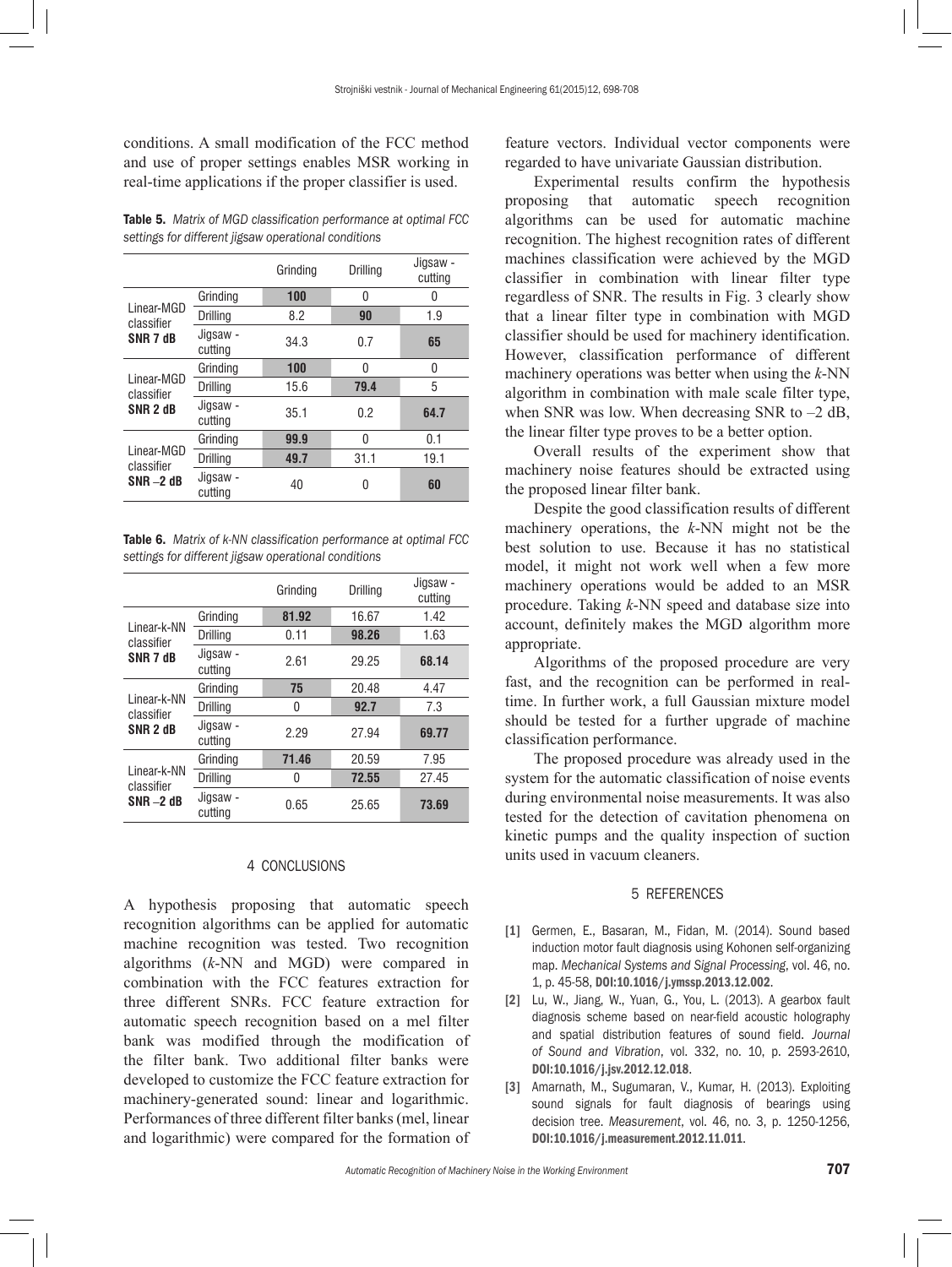conditions. A small modification of the FCC method and use of proper settings enables MSR working in real-time applications if the proper classifier is used.

**Table 5.** *Matrix of MGD classification performance at optimal FCC settings for different jigsaw operational conditions*

| | | Grinding | Drilling | Jigsaw - cutting |
|---|---|---|---|---|
| Linear-MGD classifier **SNR 7 dB** | Grinding | **100** | 0 | 0 |
| | Drilling | 8.2 | **90** | 1.9 |
| | Jigsaw - cutting | 34.3 | 0.7 | **65** |
| Linear-MGD classifier **SNR 2 dB** | Grinding | **100** | 0 | 0 |
| | Drilling | 15.6 | **79.4** | 5 |
| | Jigsaw - cutting | 35.1 | 0.2 | **64.7** |
| Linear-MGD classifier **SNR –2 dB** | Grinding | **99.9** | 0 | 0.1 |
| | Drilling | **49.7** | 31.1 | 19.1 |
| | Jigsaw - cutting | 40 | 0 | **60** |

**Table 6.** *Matrix of k-NN classification performance at optimal FCC settings for different jigsaw operational conditions*

| | | Grinding | Drilling | Jigsaw - cutting |
|---|---|---|---|---|
| Linear-k-NN classifier **SNR 7 dB** | Grinding | **81.92** | 16.67 | 1.42 |
| | Drilling | 0.11 | **98.26** | 1.63 |
| | Jigsaw - cutting | 2.61 | 29.25 | **68.14** |
| Linear-k-NN classifier **SNR 2 dB** | Grinding | **75** | 20.48 | 4.47 |
| | Drilling | 0 | **92.7** | 7.3 |
| | Jigsaw - cutting | 2.29 | 27.94 | **69.77** |
| Linear-k-NN classifier **SNR –2 dB** | Grinding | **71.46** | 20.59 | 7.95 |
| | Drilling | 0 | **72.55** | 27.45 |
| | Jigsaw - cutting | 0.65 | 25.65 | **73.69** |

## 4 CONCLUSIONS

A hypothesis proposing that automatic speech recognition algorithms can be applied for automatic machine recognition was tested. Two recognition algorithms (*k*-NN and MGD) were compared in combination with the FCC features extraction for three different SNRs. FCC feature extraction for automatic speech recognition based on a mel filter bank was modified through the modification of the filter bank. Two additional filter banks were developed to customize the FCC feature extraction for machinery-generated sound: linear and logarithmic. Performances of three different filter banks (mel, linear and logarithmic) were compared for the formation of feature vectors. Individual vector components were regarded to have univariate Gaussian distribution.

Experimental results confirm the hypothesis proposing that automatic speech recognition algorithms can be used for automatic machine recognition. The highest recognition rates of different machines classification were achieved by the MGD classifier in combination with linear filter type regardless of SNR. The results in Fig. 3 clearly show that a linear filter type in combination with MGD classifier should be used for machinery identification. However, classification performance of different machinery operations was better when using the *k*-NN algorithm in combination with male scale filter type, when SNR was low. When decreasing SNR to –2 dB, the linear filter type proves to be a better option.

Overall results of the experiment show that machinery noise features should be extracted using the proposed linear filter bank.

Despite the good classification results of different machinery operations, the *k*-NN might not be the best solution to use. Because it has no statistical model, it might not work well when a few more machinery operations would be added to an MSR procedure. Taking *k*-NN speed and database size into account, definitely makes the MGD algorithm more appropriate.

Algorithms of the proposed procedure are very fast, and the recognition can be performed in real-time. In further work, a full Gaussian mixture model should be tested for a further upgrade of machine classification performance.

The proposed procedure was already used in the system for the automatic classification of noise events during environmental noise measurements. It was also tested for the detection of cavitation phenomena on kinetic pumps and the quality inspection of suction units used in vacuum cleaners.

## 5 REFERENCES

[1] Germen, E., Basaran, M., Fidan, M. (2014). Sound based induction motor fault diagnosis using Kohonen self-organizing map. *Mechanical Systems and Signal Processing*, vol. 46, no. 1, p. 45-58, **DOI:10.1016/j.ymssp.2013.12.002**.

[2] Lu, W., Jiang, W., Yuan, G., You, L. (2013). A gearbox fault diagnosis scheme based on near-field acoustic holography and spatial distribution features of sound field. *Journal of Sound and Vibration*, vol. 332, no. 10, p. 2593-2610, **DOI:10.1016/j.jsv.2012.12.018**.

[3] Amarnath, M., Sugumaran, V., Kumar, H. (2013). Exploiting sound signals for fault diagnosis of bearings using decision tree. *Measurement*, vol. 46, no. 3, p. 1250-1256, **DOI:10.1016/j.measurement.2012.11.011**.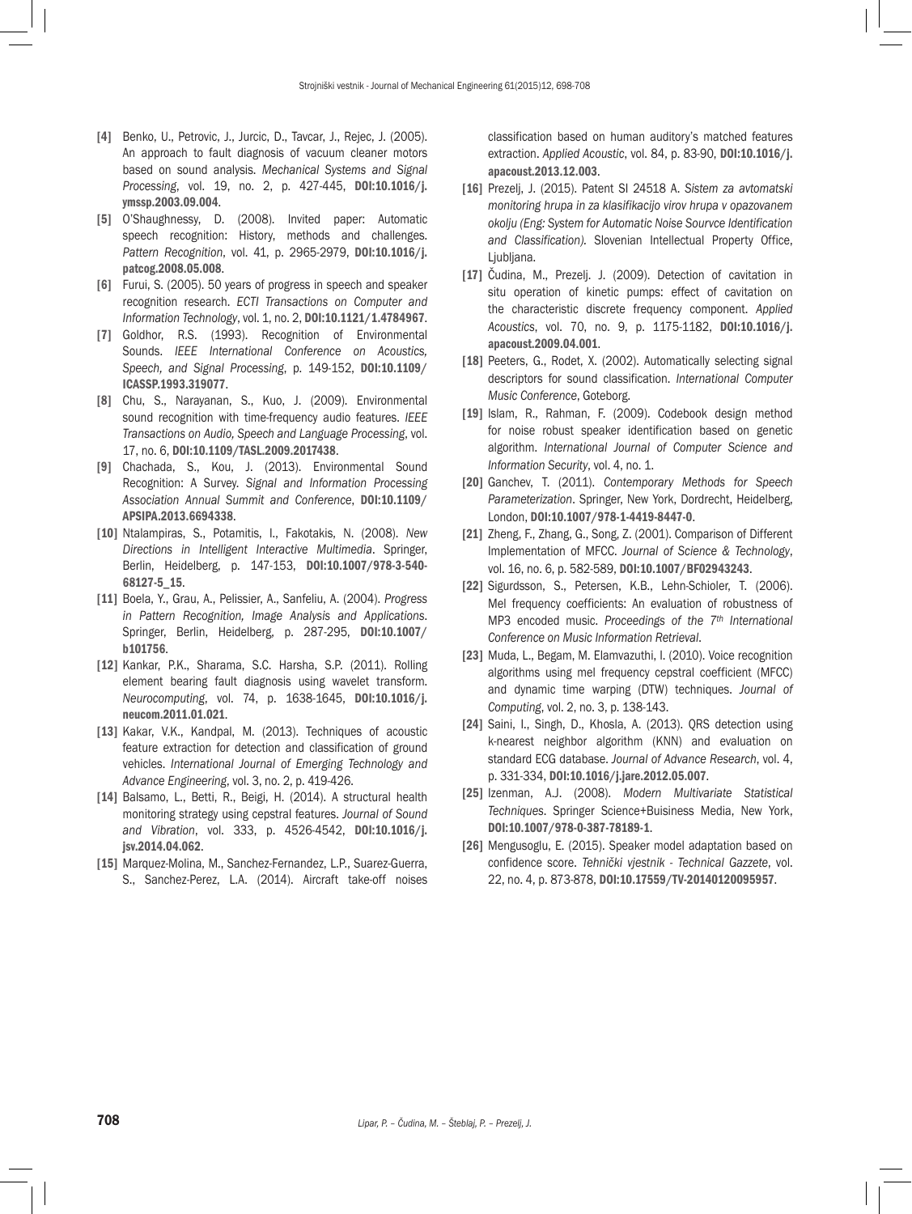[4] Benko, U., Petrovic, J., Jurcic, D., Tavcar, J., Rejec, J. (2005). An approach to fault diagnosis of vacuum cleaner motors based on sound analysis. *Mechanical Systems and Signal Processing*, vol. 19, no. 2, p. 427-445, **DOI:10.1016/j.ymssp.2003.09.004**.

[5] O'Shaughnessy, D. (2008). Invited paper: Automatic speech recognition: History, methods and challenges. *Pattern Recognition*, vol. 41, p. 2965-2979, **DOI:10.1016/j.patcog.2008.05.008**.

[6] Furui, S. (2005). 50 years of progress in speech and speaker recognition research. *ECTI Transactions on Computer and Information Technology*, vol. 1, no. 2, **DOI:10.1121/1.4784967**.

[7] Goldhor, R.S. (1993). Recognition of Environmental Sounds. *IEEE International Conference on Acoustics, Speech, and Signal Processing*, p. 149-152, **DOI:10.1109/ICASSP.1993.319077**.

[8] Chu, S., Narayanan, S., Kuo, J. (2009). Environmental sound recognition with time-frequency audio features. *IEEE Transactions on Audio, Speech and Language Processing*, vol. 17, no. 6, **DOI:10.1109/TASL.2009.2017438**.

[9] Chachada, S., Kou, J. (2013). Environmental Sound Recognition: A Survey. *Signal and Information Processing Association Annual Summit and Conference*, **DOI:10.1109/APSIPA.2013.6694338**.

[10] Ntalampiras, S., Potamitis, I., Fakotakis, N. (2008). *New Directions in Intelligent Interactive Multimedia*. Springer, Berlin, Heidelberg, p. 147-153, **DOI:10.1007/978-3-540-68127-5_15**.

[11] Boela, Y., Grau, A., Pelissier, A., Sanfeliu, A. (2004). *Progress in Pattern Recognition, Image Analysis and Applications*. Springer, Berlin, Heidelberg, p. 287-295, **DOI:10.1007/b101756**.

[12] Kankar, P.K., Sharama, S.C. Harsha, S.P. (2011). Rolling element bearing fault diagnosis using wavelet transform. *Neurocomputing*, vol. 74, p. 1638-1645, **DOI:10.1016/j.neucom.2011.01.021**.

[13] Kakar, V.K., Kandpal, M. (2013). Techniques of acoustic feature extraction for detection and classification of ground vehicles. *International Journal of Emerging Technology and Advance Engineering*, vol. 3, no. 2, p. 419-426.

[14] Balsamo, L., Betti, R., Beigi, H. (2014). A structural health monitoring strategy using cepstral features. *Journal of Sound and Vibration*, vol. 333, p. 4526-4542, **DOI:10.1016/j.jsv.2014.04.062**.

[15] Marquez-Molina, M., Sanchez-Fernandez, L.P., Suarez-Guerra, S., Sanchez-Perez, L.A. (2014). Aircraft take-off noises classification based on human auditory's matched features extraction. *Applied Acoustic*, vol. 84, p. 83-90, **DOI:10.1016/j.apacoust.2013.12.003**.

[16] Prezelj, J. (2015). Patent SI 24518 A. *Sistem za avtomatski monitoring hrupa in za klasifikacijo virov hrupa v opazovanem okolju (Eng: System for Automatic Noise Sourvce Identification and Classification)*. Slovenian Intellectual Property Office, Ljubljana.

[17] Čudina, M., Prezelj. J. (2009). Detection of cavitation in situ operation of kinetic pumps: effect of cavitation on the characteristic discrete frequency component. *Applied Acoustics*, vol. 70, no. 9, p. 1175-1182, **DOI:10.1016/j.apacoust.2009.04.001**.

[18] Peeters, G., Rodet, X. (2002). Automatically selecting signal descriptors for sound classification. *International Computer Music Conference*, Goteborg.

[19] Islam, R., Rahman, F. (2009). Codebook design method for noise robust speaker identification based on genetic algorithm. *International Journal of Computer Science and Information Security*, vol. 4, no. 1.

[20] Ganchev, T. (2011). *Contemporary Methods for Speech Parameterization*. Springer, New York, Dordrecht, Heidelberg, London, **DOI:10.1007/978-1-4419-8447-0**.

[21] Zheng, F., Zhang, G., Song, Z. (2001). Comparison of Different Implementation of MFCC. *Journal of Science & Technology*, vol. 16, no. 6, p. 582-589, **DOI:10.1007/BF02943243**.

[22] Sigurdsson, S., Petersen, K.B., Lehn-Schioler, T. (2006). Mel frequency coefficients: An evaluation of robustness of MP3 encoded music. *Proceedings of the 7th International Conference on Music Information Retrieval*.

[23] Muda, L., Begam, M. Elamvazuthi, I. (2010). Voice recognition algorithms using mel frequency cepstral coefficient (MFCC) and dynamic time warping (DTW) techniques. *Journal of Computing*, vol. 2, no. 3, p. 138-143.

[24] Saini, I., Singh, D., Khosla, A. (2013). QRS detection using k-nearest neighbor algorithm (KNN) and evaluation on standard ECG database. *Journal of Advance Research*, vol. 4, p. 331-334, **DOI:10.1016/j.jare.2012.05.007**.

[25] Izenman, A.J. (2008). *Modern Multivariate Statistical Techniques*. Springer Science+Buisiness Media, New York, **DOI:10.1007/978-0-387-78189-1**.

[26] Mengusoglu, E. (2015). Speaker model adaptation based on confidence score. *Tehnički vjestnik - Technical Gazzete*, vol. 22, no. 4, p. 873-878, **DOI:10.17559/TV-20140120095957**.